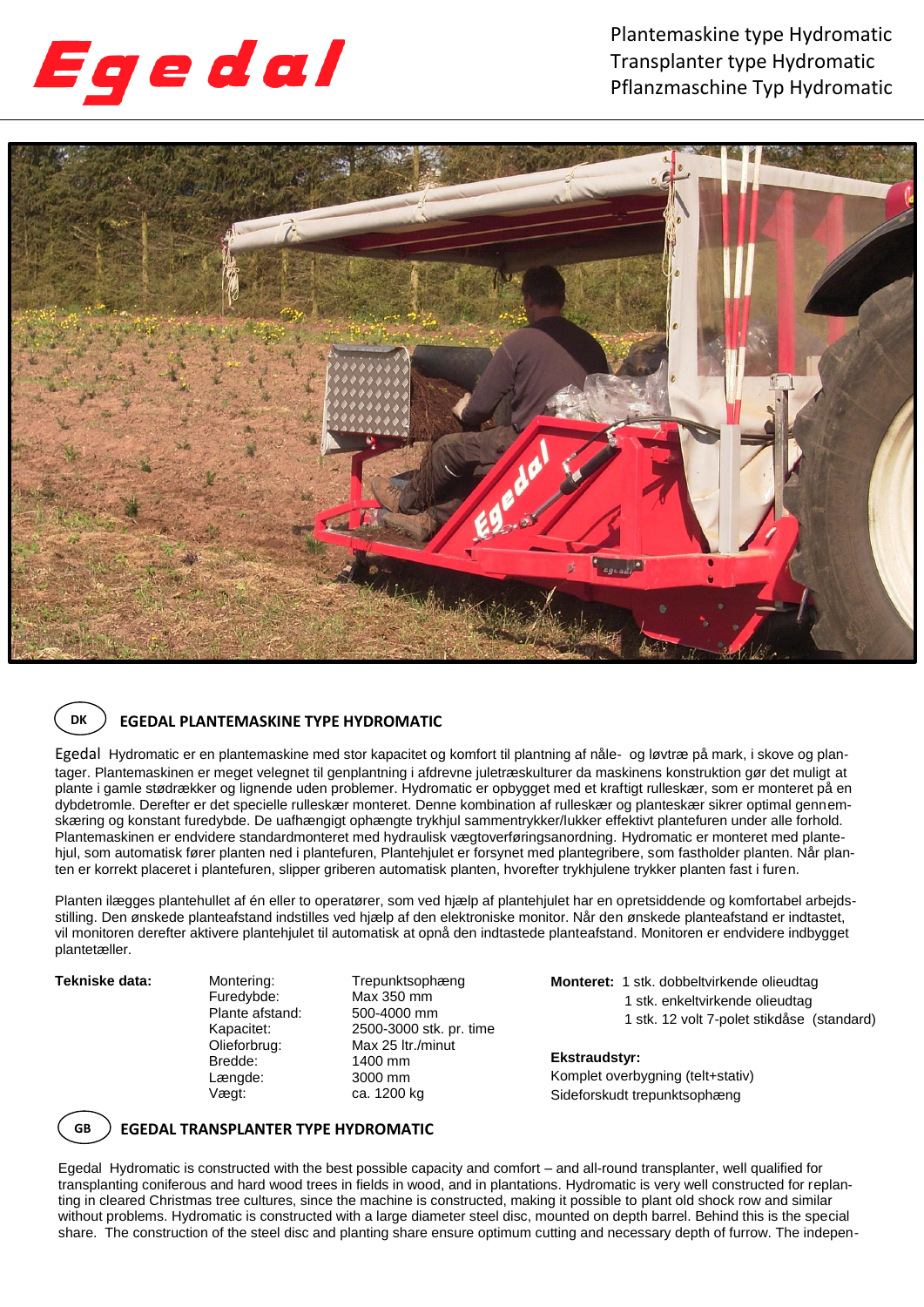# Egedal

Plantemaskine type Hydromatic
Transplanter type Hydromatic
Pflanzmaschine Typ Hydromatic

## DK — EGEDAL PLANTEMASKINE TYPE HYDROMATIC

Egedal Hydromatic er en plantemaskine med stor kapacitet og komfort til plantning af nåle- og løvtræ på mark, i skove og plantager. Plantemaskinen er meget velegnet til genplantning i afdrevne juletræskulturer da maskinens konstruktion gør det muligt at plante i gamle stødrækker og lignende uden problemer. Hydromatic er opbygget med et kraftigt rulleskær, som er monteret på en dybdetromle. Derefter er det specielle rulleskær monteret. Denne kombination af rulleskær og planteskær sikrer optimal gennemskæring og konstant furedybde. De uafhængigt ophængte trykhjul sammentrykker/lukker effektivt plantefuren under alle forhold. Plantemaskinen er endvidere standardmonteret med hydraulisk vægtoverføringsanordning. Hydromatic er monteret med plantehjul, som automatisk fører planten ned i plantefuren, Plantehjulet er forsynet med plantegribere, som fastholder planten. Når planten er korrekt placeret i plantefuren, slipper griberen automatisk planten, hvorefter trykhjulene trykker planten fast i furen.

Planten ilægges plantehullet af én eller to operatører, som ved hjælp af plantehjulet har en opretsiddende og komfortabel arbejdsstilling. Den ønskede planteafstand indstilles ved hjælp af den elektroniske monitor. Når den ønskede planteafstand er indtastet, vil monitoren derefter aktivere plantehjulet til automatisk at opnå den indtastede planteafstand. Monitoren er endvidere indbygget plantetæller.

**Tekniske data:**

| | |
|---|---|
| Montering: | Trepunktsophæng |
| Furedybde: | Max 350 mm |
| Plante afstand: | 500-4000 mm |
| Kapacitet: | 2500-3000 stk. pr. time |
| Olieforbrug: | Max 25 ltr./minut |
| Bredde: | 1400 mm |
| Længde: | 3000 mm |
| Vægt: | ca. 1200 kg |

**Monteret:** 1 stk. dobbeltvirkende olieudtag
1 stk. enkeltvirkende olieudtag
1 stk. 12 volt 7-polet stikdåse (standard)

**Ekstraudstyr:**
Komplet overbygning (telt+stativ)
Sideforskudt trepunktsophæng

## GB — EGEDAL TRANSPLANTER TYPE HYDROMATIC

Egedal Hydromatic is constructed with the best possible capacity and comfort – and all-round transplanter, well qualified for transplanting coniferous and hard wood trees in fields in wood, and in plantations. Hydromatic is very well constructed for replanting in cleared Christmas tree cultures, since the machine is constructed, making it possible to plant old shock row and similar without problems. Hydromatic is constructed with a large diameter steel disc, mounted on depth barrel. Behind this is the special share. The construction of the steel disc and planting share ensure optimum cutting and necessary depth of furrow. The indepen-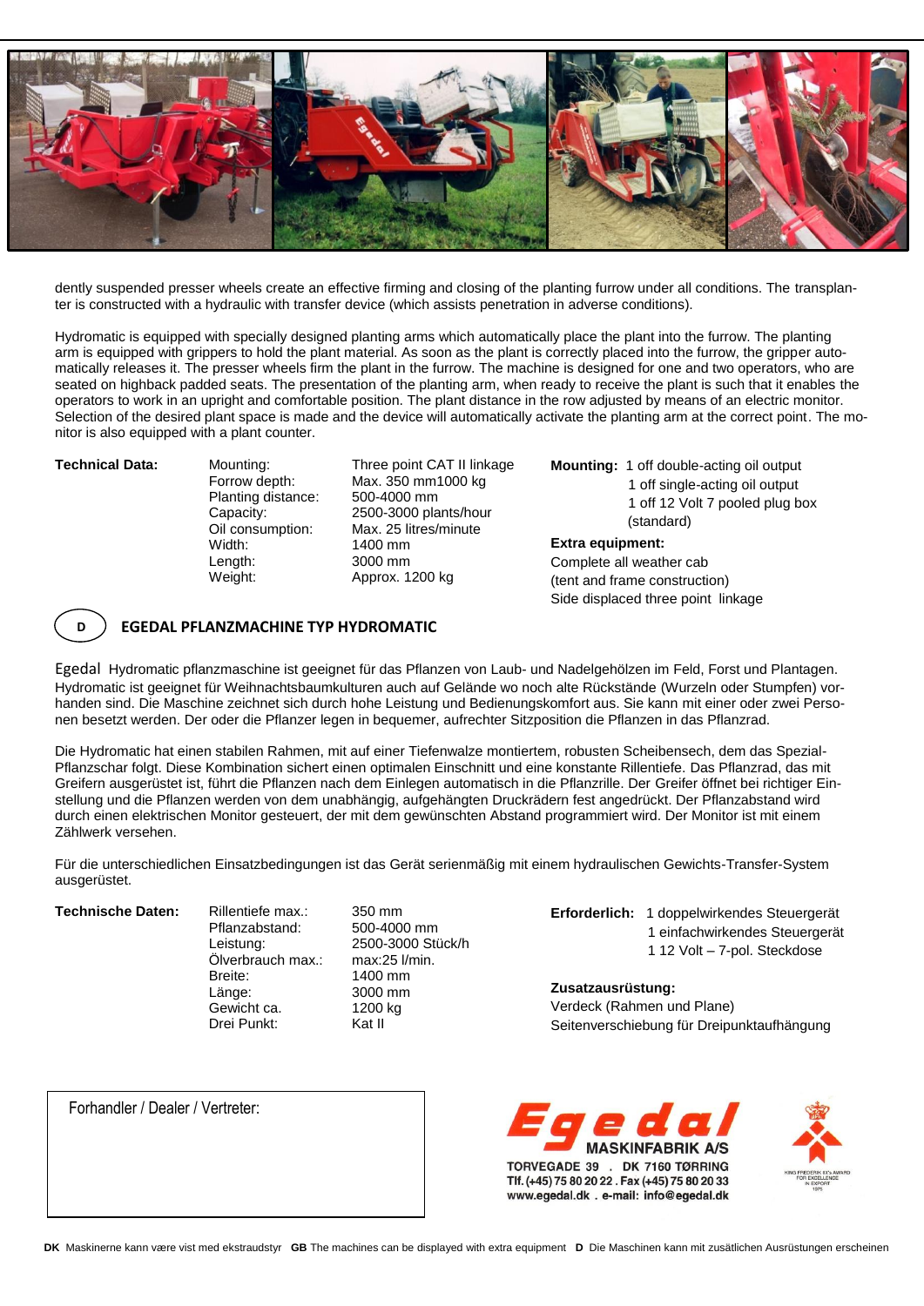dently suspended presser wheels create an effective firming and closing of the planting furrow under all conditions. The transplanter is constructed with a hydraulic with transfer device (which assists penetration in adverse conditions).

Hydromatic is equipped with specially designed planting arms which automatically place the plant into the furrow. The planting arm is equipped with grippers to hold the plant material. As soon as the plant is correctly placed into the furrow, the gripper automatically releases it. The presser wheels firm the plant in the furrow. The machine is designed for one and two operators, who are seated on highback padded seats. The presentation of the planting arm, when ready to receive the plant is such that it enables the operators to work in an upright and comfortable position. The plant distance in the row adjusted by means of an electric monitor. Selection of the desired plant space is made and the device will automatically activate the planting arm at the correct point. The monitor is also equipped with a plant counter.

**Technical Data:**

| | |
|---|---|
| Mounting: | Three point CAT II linkage |
| Forrow depth: | Max. 350 mm1000 kg |
| Planting distance: | 500-4000 mm |
| Capacity: | 2500-3000 plants/hour |
| Oil consumption: | Max. 25 litres/minute |
| Width: | 1400 mm |
| Length: | 3000 mm |
| Weight: | Approx. 1200 kg |

**Mounting:** 1 off double-acting oil output
1 off single-acting oil output
1 off 12 Volt 7 pooled plug box (standard)

**Extra equipment:**
Complete all weather cab
(tent and frame construction)
Side displaced three point linkage

## D EGEDAL PFLANZMACHINE TYP HYDROMATIC

Egedal Hydromatic pflanzmaschine ist geeignet für das Pflanzen von Laub- und Nadelgehölzen im Feld, Forst und Plantagen. Hydromatic ist geeignet für Weihnachtsbaumkulturen auch auf Gelände wo noch alte Rückstände (Wurzeln oder Stumpfen) vorhanden sind. Die Maschine zeichnet sich durch hohe Leistung und Bedienungskomfort aus. Sie kann mit einer oder zwei Personen besetzt werden. Der oder die Pflanzer legen in bequemer, aufrechter Sitzposition die Pflanzen in das Pflanzrad.

Die Hydromatic hat einen stabilen Rahmen, mit auf einer Tiefenwalze montiertem, robusten Scheibensech, dem das Spezial-Pflanzschar folgt. Diese Kombination sichert einen optimalen Einschnitt und eine konstante Rillentiefe. Das Pflanzrad, das mit Greifern ausgerüstet ist, führt die Pflanzen nach dem Einlegen automatisch in die Pflanzrille. Der Greifer öffnet bei richtiger Einstellung und die Pflanzen werden von dem unabhängig, aufgehängten Druckrädern fest angedrückt. Der Pflanzabstand wird durch einen elektrischen Monitor gesteuert, der mit dem gewünschten Abstand programmiert wird. Der Monitor ist mit einem Zählwerk versehen.

Für die unterschiedlichen Einsatzbedingungen ist das Gerät serienmäßig mit einem hydraulischen Gewichts-Transfer-System ausgerüstet.

**Technische Daten:**

| | |
|---|---|
| Rillentiefe max.: | 350 mm |
| Pflanzabstand: | 500-4000 mm |
| Leistung: | 2500-3000 Stück/h |
| Ölverbrauch max.: | max:25 l/min. |
| Breite: | 1400 mm |
| Länge: | 3000 mm |
| Gewicht ca. | 1200 kg |
| Drei Punkt: | Kat II |

**Erforderlich:** 1 doppelwirkendes Steuergerät
1 einfachwirkendes Steuergerät
1 12 Volt – 7-pol. Steckdose

**Zusatzausrüstung:**
Verdeck (Rahmen und Plane)
Seitenverschiebung für Dreipunktaufhängung

Forhandler / Dealer / Vertreter:

Egedal MASKINFABRIK A/S
TORVEGADE 39 . DK 7160 TØRRING
Tlf. (+45) 75 80 20 22 . Fax (+45) 75 80 20 33
www.egedal.dk . e-mail: info@egedal.dk

KING FREDERIK IX's AWARD FOR EXCELLENCE IN EXPORT 1975

**DK** Maskinerne kann være vist med ekstraudstyr **GB** The machines can be displayed with extra equipment **D** Die Maschinen kann mit zusätlichen Ausrüstungen erscheinen